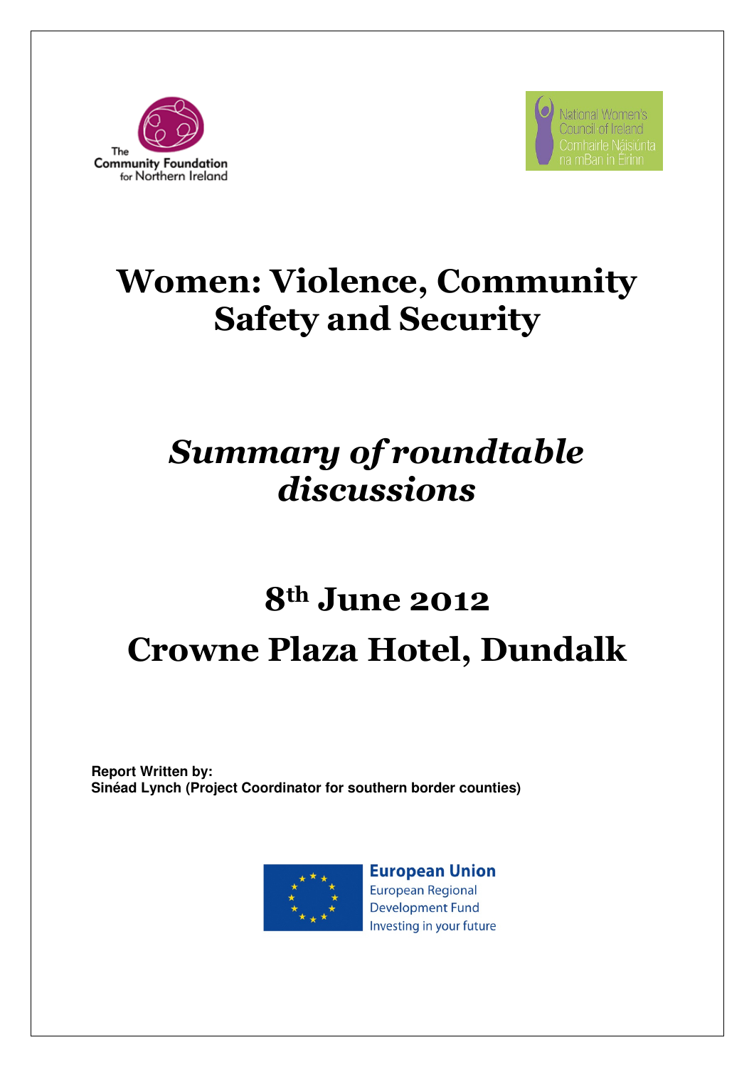The Community Foundation for Northern Ireland

National Women's Council of Ireland
Comhairle Náisiúnta na mBan in Éirinn

# Women: Violence, Community Safety and Security

## *Summary of roundtable discussions*

## 8th June 2012

## Crowne Plaza Hotel, Dundalk

**Report Written by:**
**Sinéad Lynch (Project Coordinator for southern border counties)**

**European Union**
European Regional Development Fund
Investing in your future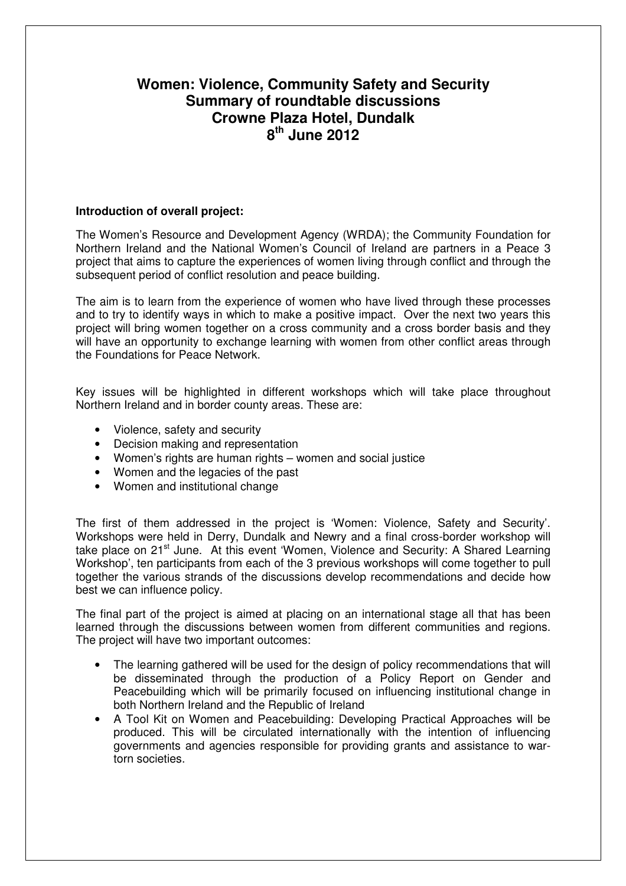# Women: Violence, Community Safety and Security
# Summary of roundtable discussions
# Crowne Plaza Hotel, Dundalk
# 8th June 2012

**Introduction of overall project:**

The Women's Resource and Development Agency (WRDA); the Community Foundation for Northern Ireland and the National Women's Council of Ireland are partners in a Peace 3 project that aims to capture the experiences of women living through conflict and through the subsequent period of conflict resolution and peace building.

The aim is to learn from the experience of women who have lived through these processes and to try to identify ways in which to make a positive impact. Over the next two years this project will bring women together on a cross community and a cross border basis and they will have an opportunity to exchange learning with women from other conflict areas through the Foundations for Peace Network.

Key issues will be highlighted in different workshops which will take place throughout Northern Ireland and in border county areas. These are:

- Violence, safety and security
- Decision making and representation
- Women's rights are human rights – women and social justice
- Women and the legacies of the past
- Women and institutional change

The first of them addressed in the project is 'Women: Violence, Safety and Security'. Workshops were held in Derry, Dundalk and Newry and a final cross-border workshop will take place on 21st June. At this event 'Women, Violence and Security: A Shared Learning Workshop', ten participants from each of the 3 previous workshops will come together to pull together the various strands of the discussions develop recommendations and decide how best we can influence policy.

The final part of the project is aimed at placing on an international stage all that has been learned through the discussions between women from different communities and regions. The project will have two important outcomes:

- The learning gathered will be used for the design of policy recommendations that will be disseminated through the production of a Policy Report on Gender and Peacebuilding which will be primarily focused on influencing institutional change in both Northern Ireland and the Republic of Ireland
- A Tool Kit on Women and Peacebuilding: Developing Practical Approaches will be produced. This will be circulated internationally with the intention of influencing governments and agencies responsible for providing grants and assistance to war-torn societies.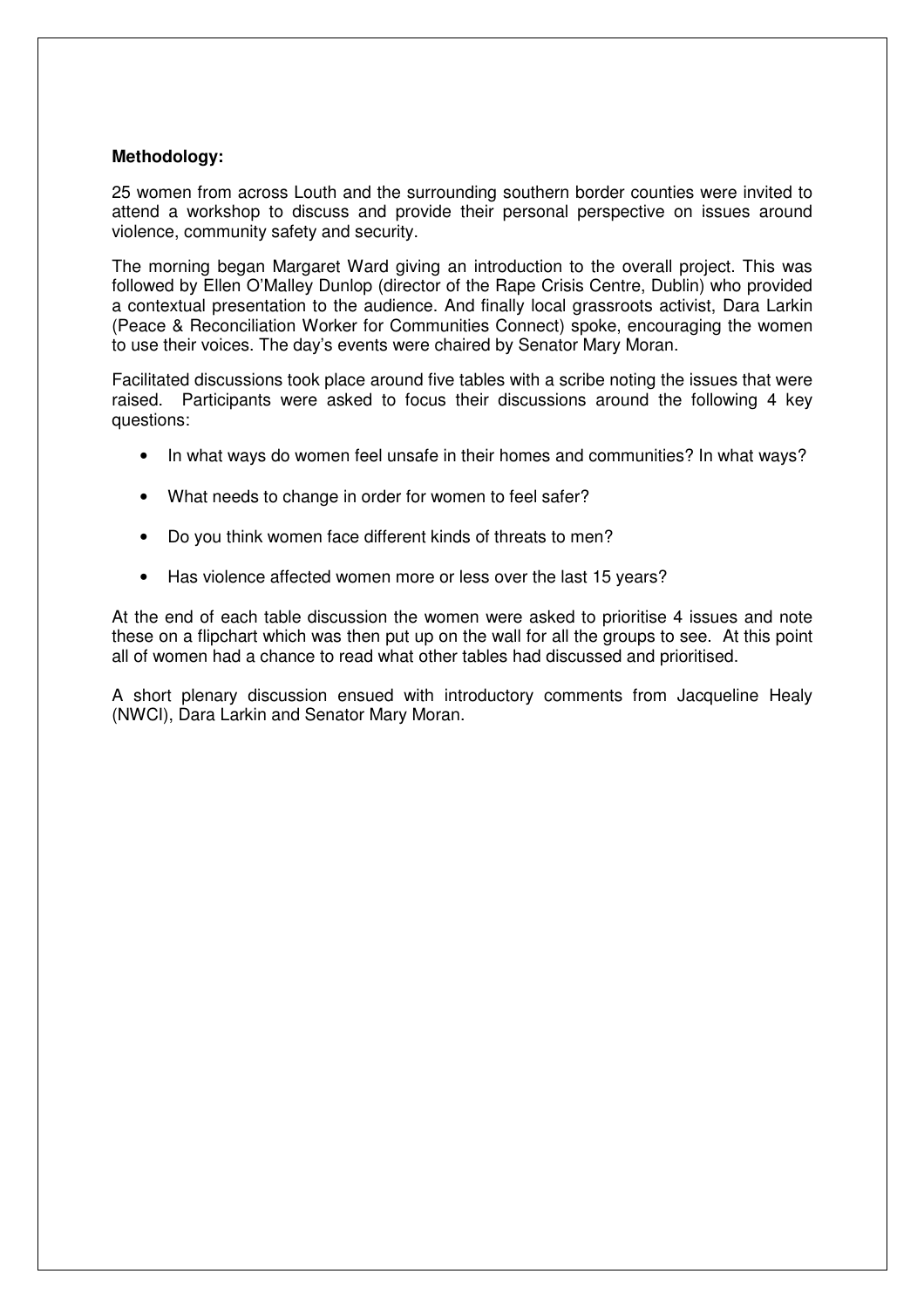**Methodology:**

25 women from across Louth and the surrounding southern border counties were invited to attend a workshop to discuss and provide their personal perspective on issues around violence, community safety and security.

The morning began Margaret Ward giving an introduction to the overall project. This was followed by Ellen O'Malley Dunlop (director of the Rape Crisis Centre, Dublin) who provided a contextual presentation to the audience. And finally local grassroots activist, Dara Larkin (Peace & Reconciliation Worker for Communities Connect) spoke, encouraging the women to use their voices. The day's events were chaired by Senator Mary Moran.

Facilitated discussions took place around five tables with a scribe noting the issues that were raised. Participants were asked to focus their discussions around the following 4 key questions:

- In what ways do women feel unsafe in their homes and communities? In what ways?
- What needs to change in order for women to feel safer?
- Do you think women face different kinds of threats to men?
- Has violence affected women more or less over the last 15 years?

At the end of each table discussion the women were asked to prioritise 4 issues and note these on a flipchart which was then put up on the wall for all the groups to see. At this point all of women had a chance to read what other tables had discussed and prioritised.

A short plenary discussion ensued with introductory comments from Jacqueline Healy (NWCI), Dara Larkin and Senator Mary Moran.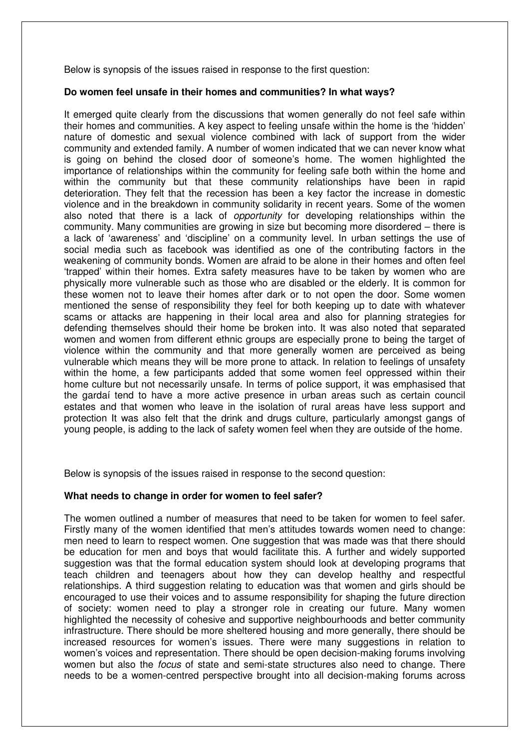Below is synopsis of the issues raised in response to the first question:

**Do women feel unsafe in their homes and communities? In what ways?**

It emerged quite clearly from the discussions that women generally do not feel safe within their homes and communities. A key aspect to feeling unsafe within the home is the 'hidden' nature of domestic and sexual violence combined with lack of support from the wider community and extended family. A number of women indicated that we can never know what is going on behind the closed door of someone's home. The women highlighted the importance of relationships within the community for feeling safe both within the home and within the community but that these community relationships have been in rapid deterioration. They felt that the recession has been a key factor the increase in domestic violence and in the breakdown in community solidarity in recent years. Some of the women also noted that there is a lack of *opportunity* for developing relationships within the community. Many communities are growing in size but becoming more disordered – there is a lack of 'awareness' and 'discipline' on a community level. In urban settings the use of social media such as facebook was identified as one of the contributing factors in the weakening of community bonds. Women are afraid to be alone in their homes and often feel 'trapped' within their homes. Extra safety measures have to be taken by women who are physically more vulnerable such as those who are disabled or the elderly. It is common for these women not to leave their homes after dark or to not open the door. Some women mentioned the sense of responsibility they feel for both keeping up to date with whatever scams or attacks are happening in their local area and also for planning strategies for defending themselves should their home be broken into. It was also noted that separated women and women from different ethnic groups are especially prone to being the target of violence within the community and that more generally women are perceived as being vulnerable which means they will be more prone to attack. In relation to feelings of unsafety within the home, a few participants added that some women feel oppressed within their home culture but not necessarily unsafe. In terms of police support, it was emphasised that the gardaí tend to have a more active presence in urban areas such as certain council estates and that women who leave in the isolation of rural areas have less support and protection It was also felt that the drink and drugs culture, particularly amongst gangs of young people, is adding to the lack of safety women feel when they are outside of the home.

Below is synopsis of the issues raised in response to the second question:

**What needs to change in order for women to feel safer?**

The women outlined a number of measures that need to be taken for women to feel safer. Firstly many of the women identified that men's attitudes towards women need to change: men need to learn to respect women. One suggestion that was made was that there should be education for men and boys that would facilitate this. A further and widely supported suggestion was that the formal education system should look at developing programs that teach children and teenagers about how they can develop healthy and respectful relationships. A third suggestion relating to education was that women and girls should be encouraged to use their voices and to assume responsibility for shaping the future direction of society: women need to play a stronger role in creating our future. Many women highlighted the necessity of cohesive and supportive neighbourhoods and better community infrastructure. There should be more sheltered housing and more generally, there should be increased resources for women's issues. There were many suggestions in relation to women's voices and representation. There should be open decision-making forums involving women but also the *focus* of state and semi-state structures also need to change. There needs to be a women-centred perspective brought into all decision-making forums across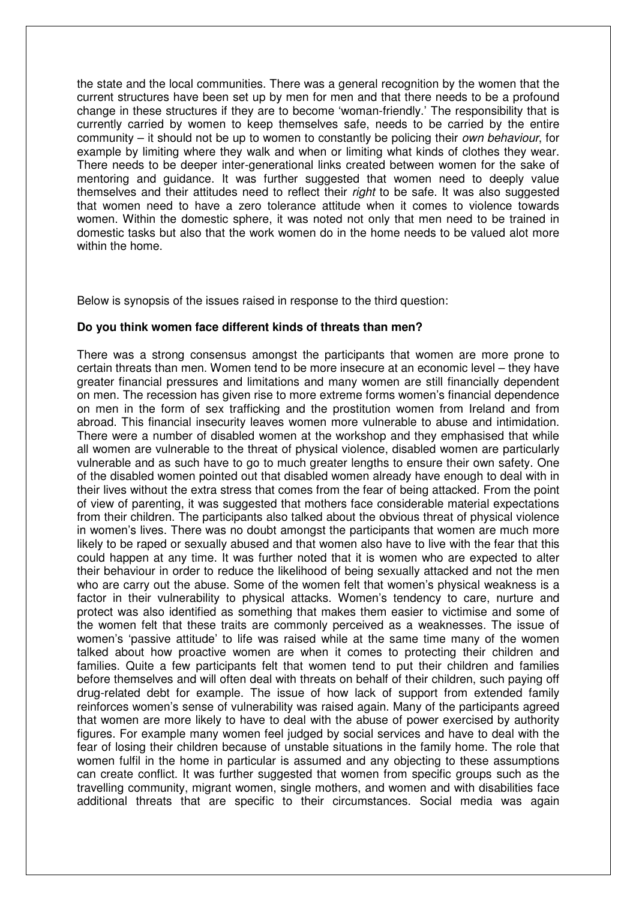the state and the local communities. There was a general recognition by the women that the current structures have been set up by men for men and that there needs to be a profound change in these structures if they are to become 'woman-friendly.' The responsibility that is currently carried by women to keep themselves safe, needs to be carried by the entire community – it should not be up to women to constantly be policing their *own behaviour*, for example by limiting where they walk and when or limiting what kinds of clothes they wear. There needs to be deeper inter-generational links created between women for the sake of mentoring and guidance. It was further suggested that women need to deeply value themselves and their attitudes need to reflect their *right* to be safe. It was also suggested that women need to have a zero tolerance attitude when it comes to violence towards women. Within the domestic sphere, it was noted not only that men need to be trained in domestic tasks but also that the work women do in the home needs to be valued alot more within the home.

Below is synopsis of the issues raised in response to the third question:

**Do you think women face different kinds of threats than men?**

There was a strong consensus amongst the participants that women are more prone to certain threats than men. Women tend to be more insecure at an economic level – they have greater financial pressures and limitations and many women are still financially dependent on men. The recession has given rise to more extreme forms women's financial dependence on men in the form of sex trafficking and the prostitution women from Ireland and from abroad. This financial insecurity leaves women more vulnerable to abuse and intimidation. There were a number of disabled women at the workshop and they emphasised that while all women are vulnerable to the threat of physical violence, disabled women are particularly vulnerable and as such have to go to much greater lengths to ensure their own safety. One of the disabled women pointed out that disabled women already have enough to deal with in their lives without the extra stress that comes from the fear of being attacked. From the point of view of parenting, it was suggested that mothers face considerable material expectations from their children. The participants also talked about the obvious threat of physical violence in women's lives. There was no doubt amongst the participants that women are much more likely to be raped or sexually abused and that women also have to live with the fear that this could happen at any time. It was further noted that it is women who are expected to alter their behaviour in order to reduce the likelihood of being sexually attacked and not the men who are carry out the abuse. Some of the women felt that women's physical weakness is a factor in their vulnerability to physical attacks. Women's tendency to care, nurture and protect was also identified as something that makes them easier to victimise and some of the women felt that these traits are commonly perceived as a weaknesses. The issue of women's 'passive attitude' to life was raised while at the same time many of the women talked about how proactive women are when it comes to protecting their children and families. Quite a few participants felt that women tend to put their children and families before themselves and will often deal with threats on behalf of their children, such paying off drug-related debt for example. The issue of how lack of support from extended family reinforces women's sense of vulnerability was raised again. Many of the participants agreed that women are more likely to have to deal with the abuse of power exercised by authority figures. For example many women feel judged by social services and have to deal with the fear of losing their children because of unstable situations in the family home. The role that women fulfil in the home in particular is assumed and any objecting to these assumptions can create conflict. It was further suggested that women from specific groups such as the travelling community, migrant women, single mothers, and women and with disabilities face additional threats that are specific to their circumstances. Social media was again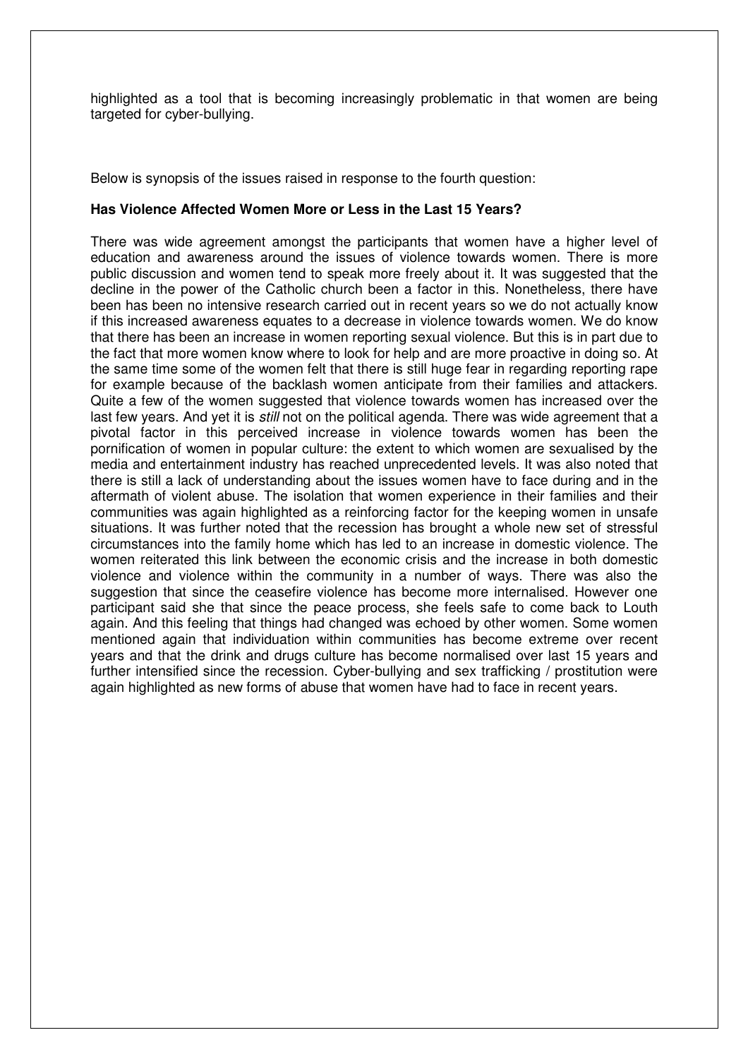highlighted as a tool that is becoming increasingly problematic in that women are being targeted for cyber-bullying.

Below is synopsis of the issues raised in response to the fourth question:

**Has Violence Affected Women More or Less in the Last 15 Years?**

There was wide agreement amongst the participants that women have a higher level of education and awareness around the issues of violence towards women. There is more public discussion and women tend to speak more freely about it. It was suggested that the decline in the power of the Catholic church been a factor in this. Nonetheless, there have been has been no intensive research carried out in recent years so we do not actually know if this increased awareness equates to a decrease in violence towards women. We do know that there has been an increase in women reporting sexual violence. But this is in part due to the fact that more women know where to look for help and are more proactive in doing so. At the same time some of the women felt that there is still huge fear in regarding reporting rape for example because of the backlash women anticipate from their families and attackers. Quite a few of the women suggested that violence towards women has increased over the last few years. And yet it is *still* not on the political agenda. There was wide agreement that a pivotal factor in this perceived increase in violence towards women has been the pornification of women in popular culture: the extent to which women are sexualised by the media and entertainment industry has reached unprecedented levels. It was also noted that there is still a lack of understanding about the issues women have to face during and in the aftermath of violent abuse. The isolation that women experience in their families and their communities was again highlighted as a reinforcing factor for the keeping women in unsafe situations. It was further noted that the recession has brought a whole new set of stressful circumstances into the family home which has led to an increase in domestic violence. The women reiterated this link between the economic crisis and the increase in both domestic violence and violence within the community in a number of ways. There was also the suggestion that since the ceasefire violence has become more internalised. However one participant said she that since the peace process, she feels safe to come back to Louth again. And this feeling that things had changed was echoed by other women. Some women mentioned again that individuation within communities has become extreme over recent years and that the drink and drugs culture has become normalised over last 15 years and further intensified since the recession. Cyber-bullying and sex trafficking / prostitution were again highlighted as new forms of abuse that women have had to face in recent years.